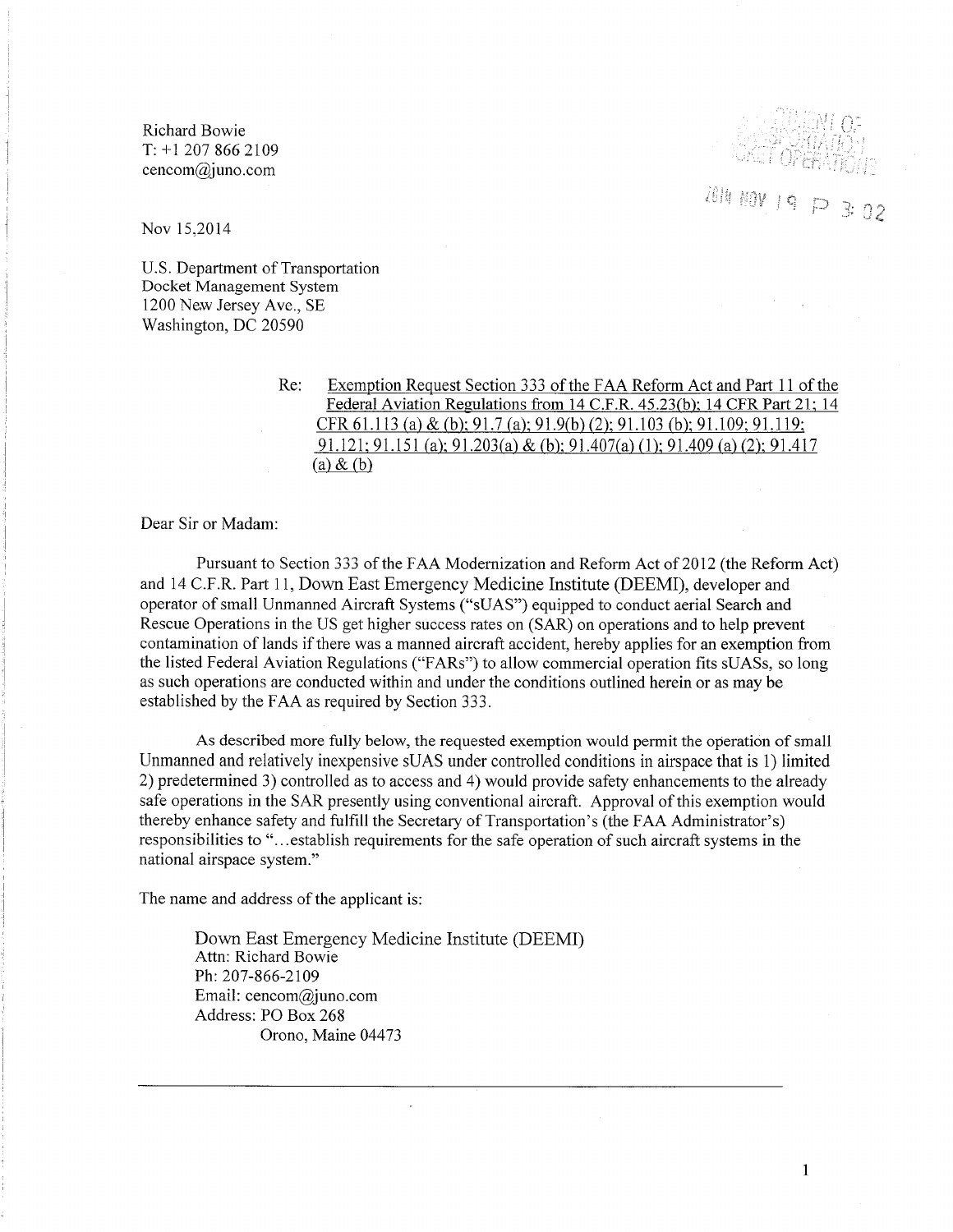Richard Bowie
T: +1 207 866 2109
cencom@juno.com

2014 NOV 19 P 3: 02

Nov 15,2014

U.S. Department of Transportation
Docket Management System
1200 New Jersey Ave., SE
Washington, DC 20590

Re: Exemption Request Section 333 of the FAA Reform Act and Part 11 of the Federal Aviation Regulations from 14 C.F.R. 45.23(b); 14 CFR Part 21; 14 CFR 61.113 (a) & (b); 91.7 (a); 91.9(b) (2); 91.103 (b); 91.109; 91.119; 91.121; 91.151 (a); 91.203(a) & (b); 91.407(a) (1); 91.409 (a) (2); 91.417 (a) & (b)

Dear Sir or Madam:

Pursuant to Section 333 of the FAA Modernization and Reform Act of 2012 (the Reform Act) and 14 C.F.R. Part 11, Down East Emergency Medicine Institute (DEEMI), developer and operator of small Unmanned Aircraft Systems ("sUAS") equipped to conduct aerial Search and Rescue Operations in the US get higher success rates on (SAR) on operations and to help prevent contamination of lands if there was a manned aircraft accident, hereby applies for an exemption from the listed Federal Aviation Regulations ("FARs") to allow commercial operation fits sUASs, so long as such operations are conducted within and under the conditions outlined herein or as may be established by the FAA as required by Section 333.

As described more fully below, the requested exemption would permit the operation of small Unmanned and relatively inexpensive sUAS under controlled conditions in airspace that is 1) limited 2) predetermined 3) controlled as to access and 4) would provide safety enhancements to the already safe operations in the SAR presently using conventional aircraft. Approval of this exemption would thereby enhance safety and fulfill the Secretary of Transportation's (the FAA Administrator's) responsibilities to "...establish requirements for the safe operation of such aircraft systems in the national airspace system."

The name and address of the applicant is:

Down East Emergency Medicine Institute (DEEMI)
Attn: Richard Bowie
Ph: 207-866-2109
Email: cencom@juno.com
Address: PO Box 268
Orono, Maine 04473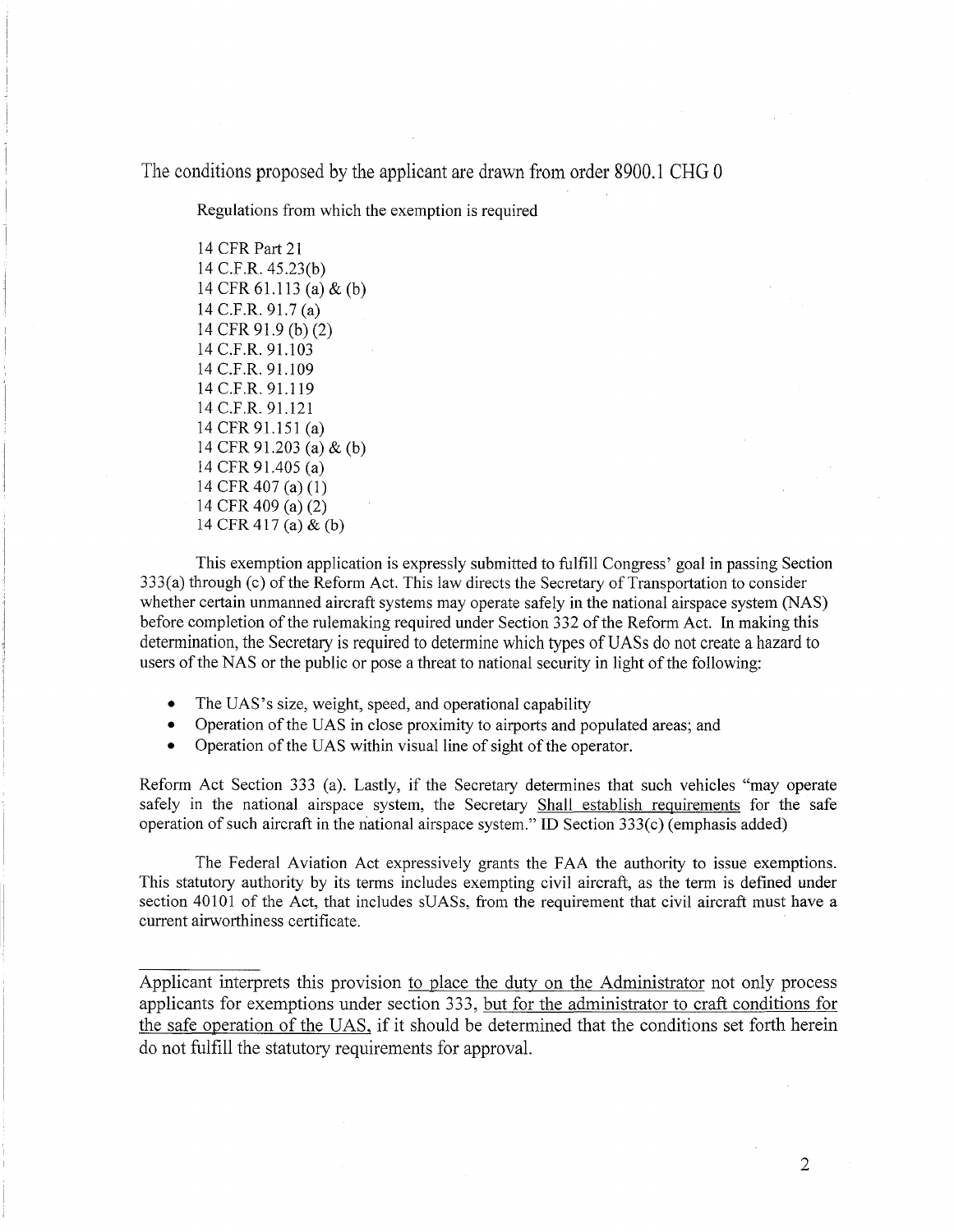The conditions proposed by the applicant are drawn from order 8900.1 CHG 0

Regulations from which the exemption is required

14 CFR Part 21
14 C.F.R. 45.23(b)
14 CFR 61.113 (a) & (b)
14 C.F.R. 91.7 (a)
14 CFR 91.9 (b) (2)
14 C.F.R. 91.103
14 C.F.R. 91.109
14 C.F.R. 91.119
14 C.F.R. 91.121
14 CFR 91.151 (a)
14 CFR 91.203 (a) & (b)
14 CFR 91.405 (a)
14 CFR 407 (a) (1)
14 CFR 409 (a) (2)
14 CFR 417 (a) & (b)

This exemption application is expressly submitted to fulfill Congress' goal in passing Section 333(a) through (c) of the Reform Act. This law directs the Secretary of Transportation to consider whether certain unmanned aircraft systems may operate safely in the national airspace system (NAS) before completion of the rulemaking required under Section 332 of the Reform Act. In making this determination, the Secretary is required to determine which types of UASs do not create a hazard to users of the NAS or the public or pose a threat to national security in light of the following:

- The UAS's size, weight, speed, and operational capability
- Operation of the UAS in close proximity to airports and populated areas; and
- Operation of the UAS within visual line of sight of the operator.

Reform Act Section 333 (a). Lastly, if the Secretary determines that such vehicles "may operate safely in the national airspace system, the Secretary Shall establish requirements for the safe operation of such aircraft in the national airspace system." ID Section 333(c) (emphasis added)

The Federal Aviation Act expressively grants the FAA the authority to issue exemptions. This statutory authority by its terms includes exempting civil aircraft, as the term is defined under section 40101 of the Act, that includes sUASs, from the requirement that civil aircraft must have a current airworthiness certificate.

---

Applicant interprets this provision to place the duty on the Administrator not only process applicants for exemptions under section 333, but for the administrator to craft conditions for the safe operation of the UAS, if it should be determined that the conditions set forth herein do not fulfill the statutory requirements for approval.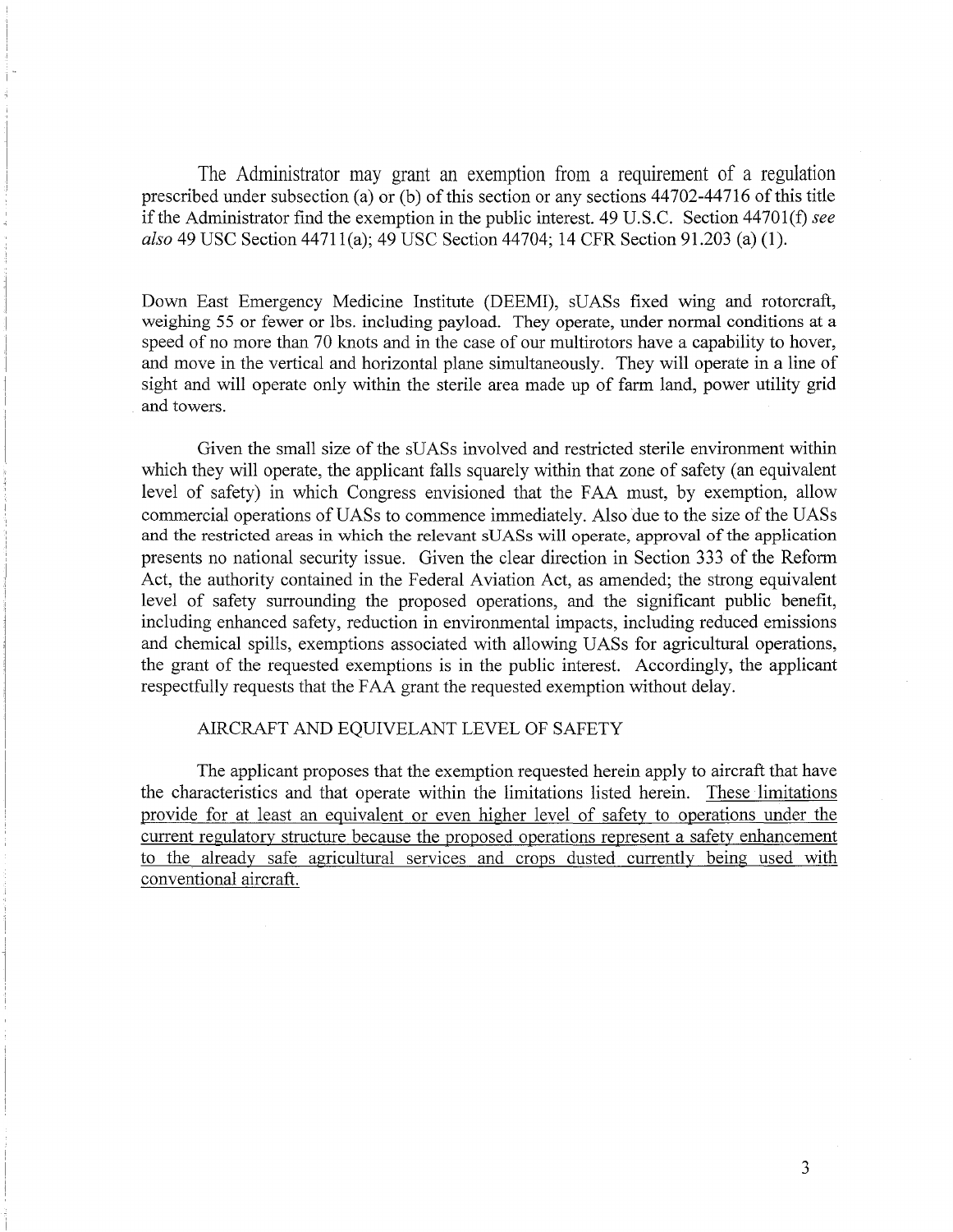The Administrator may grant an exemption from a requirement of a regulation prescribed under subsection (a) or (b) of this section or any sections 44702-44716 of this title if the Administrator find the exemption in the public interest. 49 U.S.C. Section 44701(f) *see also* 49 USC Section 44711(a); 49 USC Section 44704; 14 CFR Section 91.203 (a) (1).

Down East Emergency Medicine Institute (DEEMI), sUASs fixed wing and rotorcraft, weighing 55 or fewer or lbs. including payload. They operate, under normal conditions at a speed of no more than 70 knots and in the case of our multirotors have a capability to hover, and move in the vertical and horizontal plane simultaneously. They will operate in a line of sight and will operate only within the sterile area made up of farm land, power utility grid and towers.

Given the small size of the sUASs involved and restricted sterile environment within which they will operate, the applicant falls squarely within that zone of safety (an equivalent level of safety) in which Congress envisioned that the FAA must, by exemption, allow commercial operations of UASs to commence immediately. Also due to the size of the UASs and the restricted areas in which the relevant sUASs will operate, approval of the application presents no national security issue. Given the clear direction in Section 333 of the Reform Act, the authority contained in the Federal Aviation Act, as amended; the strong equivalent level of safety surrounding the proposed operations, and the significant public benefit, including enhanced safety, reduction in environmental impacts, including reduced emissions and chemical spills, exemptions associated with allowing UASs for agricultural operations, the grant of the requested exemptions is in the public interest. Accordingly, the applicant respectfully requests that the FAA grant the requested exemption without delay.

AIRCRAFT AND EQUIVELANT LEVEL OF SAFETY

The applicant proposes that the exemption requested herein apply to aircraft that have the characteristics and that operate within the limitations listed herein. <u>These limitations provide for at least an equivalent or even higher level of safety to operations under the current regulatory structure because the proposed operations represent a safety enhancement to the already safe agricultural services and crops dusted currently being used with conventional aircraft.</u>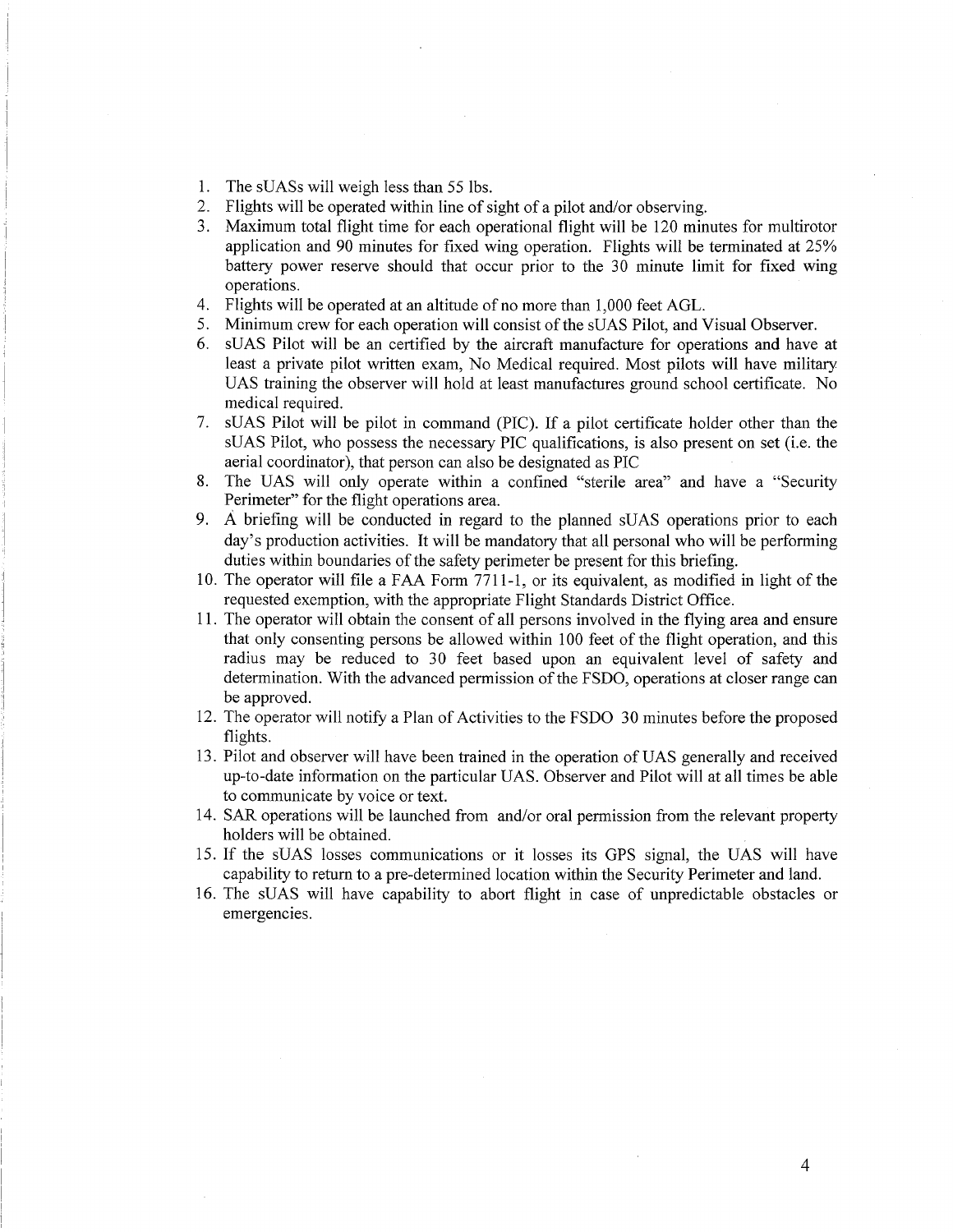1. The sUASs will weigh less than 55 lbs.
2. Flights will be operated within line of sight of a pilot and/or observing.
3. Maximum total flight time for each operational flight will be 120 minutes for multirotor application and 90 minutes for fixed wing operation. Flights will be terminated at 25% battery power reserve should that occur prior to the 30 minute limit for fixed wing operations.
4. Flights will be operated at an altitude of no more than 1,000 feet AGL.
5. Minimum crew for each operation will consist of the sUAS Pilot, and Visual Observer.
6. sUAS Pilot will be an certified by the aircraft manufacture for operations and have at least a private pilot written exam, No Medical required. Most pilots will have military UAS training the observer will hold at least manufactures ground school certificate. No medical required.
7. sUAS Pilot will be pilot in command (PIC). If a pilot certificate holder other than the sUAS Pilot, who possess the necessary PIC qualifications, is also present on set (i.e. the aerial coordinator), that person can also be designated as PIC
8. The UAS will only operate within a confined "sterile area" and have a "Security Perimeter" for the flight operations area.
9. A briefing will be conducted in regard to the planned sUAS operations prior to each day's production activities. It will be mandatory that all personal who will be performing duties within boundaries of the safety perimeter be present for this briefing.
10. The operator will file a FAA Form 7711-1, or its equivalent, as modified in light of the requested exemption, with the appropriate Flight Standards District Office.
11. The operator will obtain the consent of all persons involved in the flying area and ensure that only consenting persons be allowed within 100 feet of the flight operation, and this radius may be reduced to 30 feet based upon an equivalent level of safety and determination. With the advanced permission of the FSDO, operations at closer range can be approved.
12. The operator will notify a Plan of Activities to the FSDO 30 minutes before the proposed flights.
13. Pilot and observer will have been trained in the operation of UAS generally and received up-to-date information on the particular UAS. Observer and Pilot will at all times be able to communicate by voice or text.
14. SAR operations will be launched from and/or oral permission from the relevant property holders will be obtained.
15. If the sUAS losses communications or it losses its GPS signal, the UAS will have capability to return to a pre-determined location within the Security Perimeter and land.
16. The sUAS will have capability to abort flight in case of unpredictable obstacles or emergencies.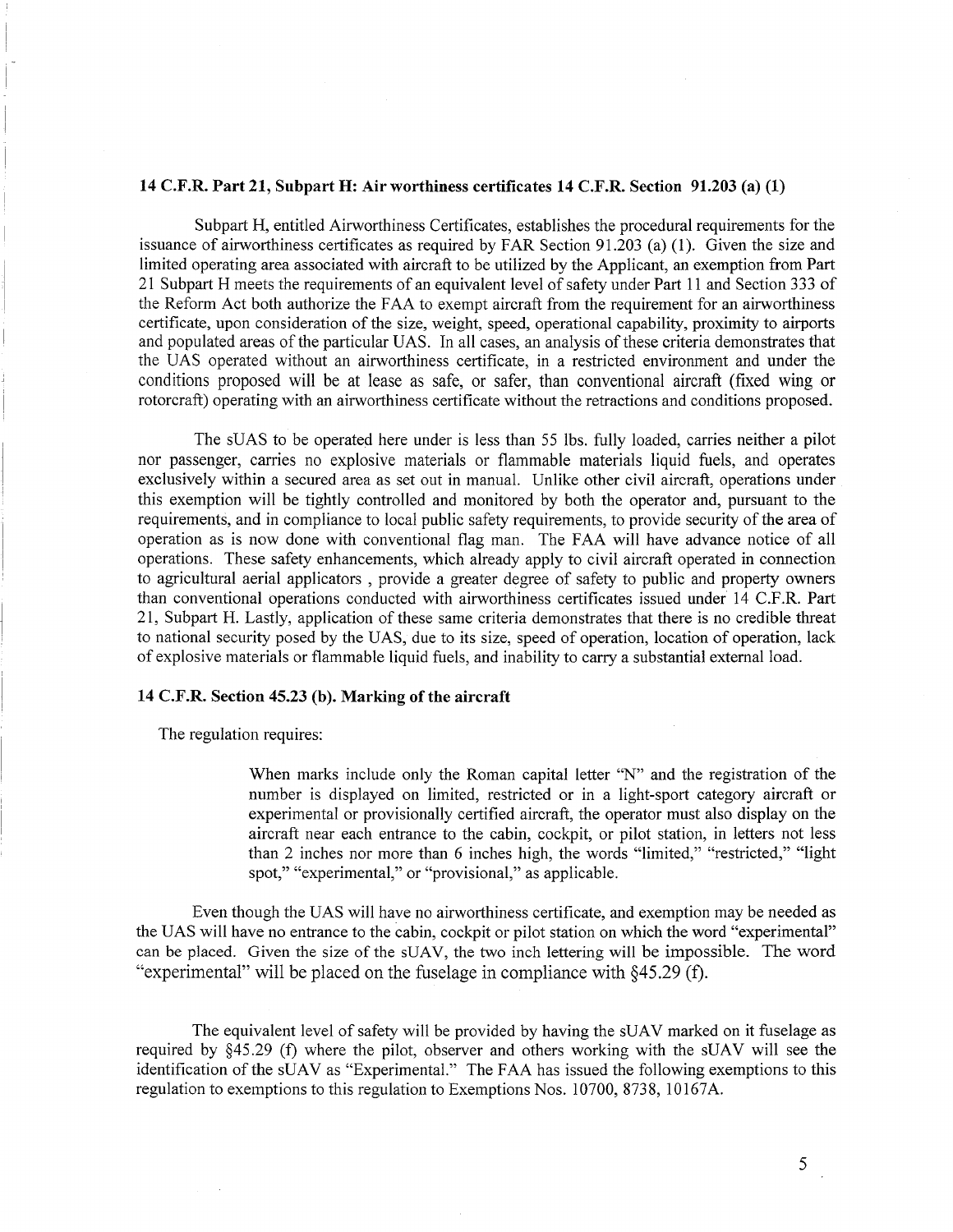**14 C.F.R. Part 21, Subpart H: Air worthiness certificates 14 C.F.R. Section 91.203 (a) (1)**

Subpart H, entitled Airworthiness Certificates, establishes the procedural requirements for the issuance of airworthiness certificates as required by FAR Section 91.203 (a) (1). Given the size and limited operating area associated with aircraft to be utilized by the Applicant, an exemption from Part 21 Subpart H meets the requirements of an equivalent level of safety under Part 11 and Section 333 of the Reform Act both authorize the FAA to exempt aircraft from the requirement for an airworthiness certificate, upon consideration of the size, weight, speed, operational capability, proximity to airports and populated areas of the particular UAS. In all cases, an analysis of these criteria demonstrates that the UAS operated without an airworthiness certificate, in a restricted environment and under the conditions proposed will be at lease as safe, or safer, than conventional aircraft (fixed wing or rotorcraft) operating with an airworthiness certificate without the retractions and conditions proposed.

The sUAS to be operated here under is less than 55 lbs. fully loaded, carries neither a pilot nor passenger, carries no explosive materials or flammable materials liquid fuels, and operates exclusively within a secured area as set out in manual. Unlike other civil aircraft, operations under this exemption will be tightly controlled and monitored by both the operator and, pursuant to the requirements, and in compliance to local public safety requirements, to provide security of the area of operation as is now done with conventional flag man. The FAA will have advance notice of all operations. These safety enhancements, which already apply to civil aircraft operated in connection to agricultural aerial applicators , provide a greater degree of safety to public and property owners than conventional operations conducted with airworthiness certificates issued under 14 C.F.R. Part 21, Subpart H. Lastly, application of these same criteria demonstrates that there is no credible threat to national security posed by the UAS, due to its size, speed of operation, location of operation, lack of explosive materials or flammable liquid fuels, and inability to carry a substantial external load.

**14 C.F.R. Section 45.23 (b). Marking of the aircraft**

The regulation requires:

> When marks include only the Roman capital letter "N" and the registration of the number is displayed on limited, restricted or in a light-sport category aircraft or experimental or provisionally certified aircraft, the operator must also display on the aircraft near each entrance to the cabin, cockpit, or pilot station, in letters not less than 2 inches nor more than 6 inches high, the words "limited," "restricted," "light spot," "experimental," or "provisional," as applicable.

Even though the UAS will have no airworthiness certificate, and exemption may be needed as the UAS will have no entrance to the cabin, cockpit or pilot station on which the word "experimental" can be placed. Given the size of the sUAV, the two inch lettering will be impossible. The word "experimental" will be placed on the fuselage in compliance with §45.29 (f).

The equivalent level of safety will be provided by having the sUAV marked on it fuselage as required by §45.29 (f) where the pilot, observer and others working with the sUAV will see the identification of the sUAV as "Experimental." The FAA has issued the following exemptions to this regulation to exemptions to this regulation to Exemptions Nos. 10700, 8738, 10167A.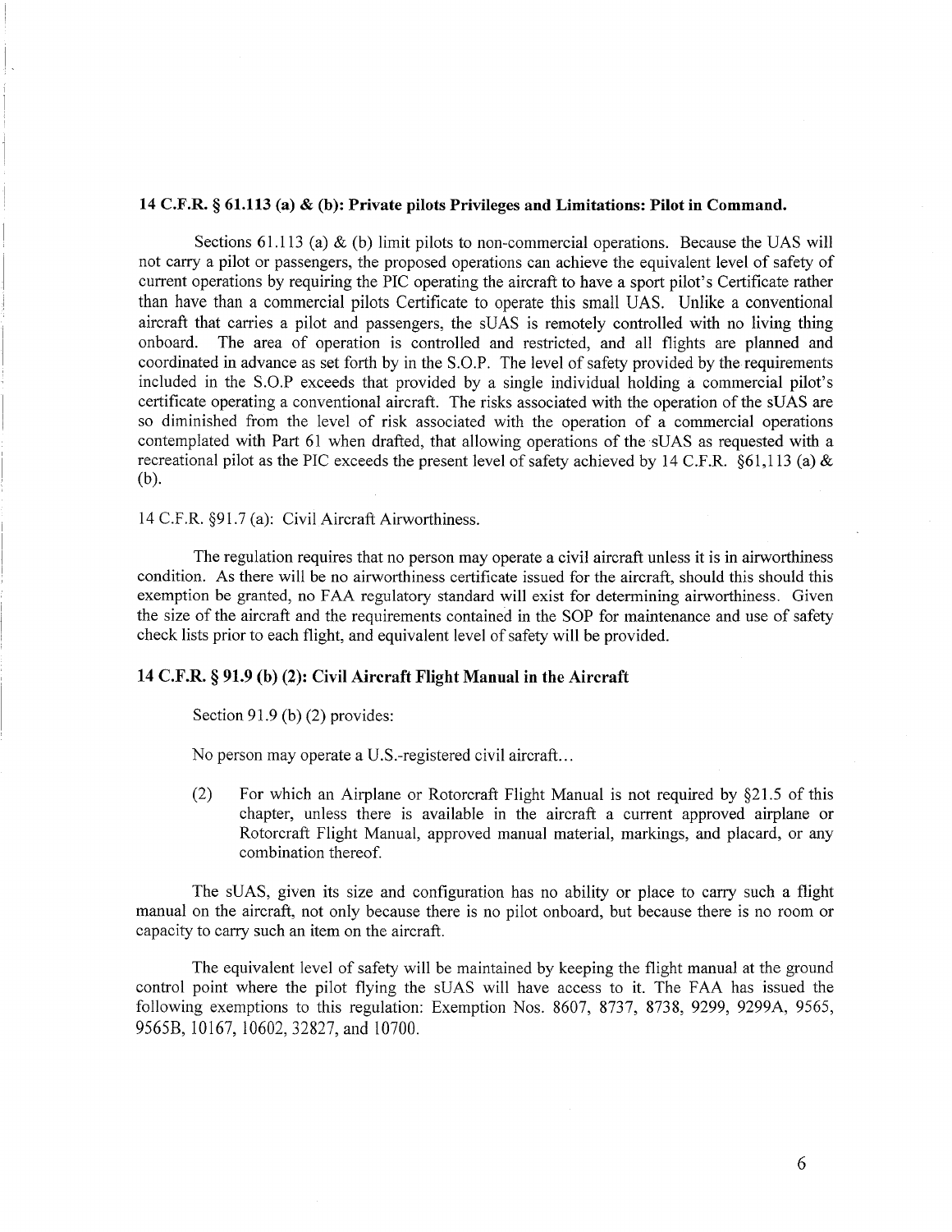**14 C.F.R. § 61.113 (a) & (b): Private pilots Privileges and Limitations: Pilot in Command.**

Sections 61.113 (a) & (b) limit pilots to non-commercial operations. Because the UAS will not carry a pilot or passengers, the proposed operations can achieve the equivalent level of safety of current operations by requiring the PIC operating the aircraft to have a sport pilot's Certificate rather than have than a commercial pilots Certificate to operate this small UAS. Unlike a conventional aircraft that carries a pilot and passengers, the sUAS is remotely controlled with no living thing onboard. The area of operation is controlled and restricted, and all flights are planned and coordinated in advance as set forth by in the S.O.P. The level of safety provided by the requirements included in the S.O.P exceeds that provided by a single individual holding a commercial pilot's certificate operating a conventional aircraft. The risks associated with the operation of the sUAS are so diminished from the level of risk associated with the operation of a commercial operations contemplated with Part 61 when drafted, that allowing operations of the sUAS as requested with a recreational pilot as the PIC exceeds the present level of safety achieved by 14 C.F.R. §61,113 (a) & (b).

14 C.F.R. §91.7 (a): Civil Aircraft Airworthiness.

The regulation requires that no person may operate a civil aircraft unless it is in airworthiness condition. As there will be no airworthiness certificate issued for the aircraft, should this should this exemption be granted, no FAA regulatory standard will exist for determining airworthiness. Given the size of the aircraft and the requirements contained in the SOP for maintenance and use of safety check lists prior to each flight, and equivalent level of safety will be provided.

**14 C.F.R. § 91.9 (b) (2): Civil Aircraft Flight Manual in the Aircraft**

Section 91.9 (b) (2) provides:

No person may operate a U.S.-registered civil aircraft...

(2) For which an Airplane or Rotorcraft Flight Manual is not required by §21.5 of this chapter, unless there is available in the aircraft a current approved airplane or Rotorcraft Flight Manual, approved manual material, markings, and placard, or any combination thereof.

The sUAS, given its size and configuration has no ability or place to carry such a flight manual on the aircraft, not only because there is no pilot onboard, but because there is no room or capacity to carry such an item on the aircraft.

The equivalent level of safety will be maintained by keeping the flight manual at the ground control point where the pilot flying the sUAS will have access to it. The FAA has issued the following exemptions to this regulation: Exemption Nos. 8607, 8737, 8738, 9299, 9299A, 9565, 9565B, 10167, 10602, 32827, and 10700.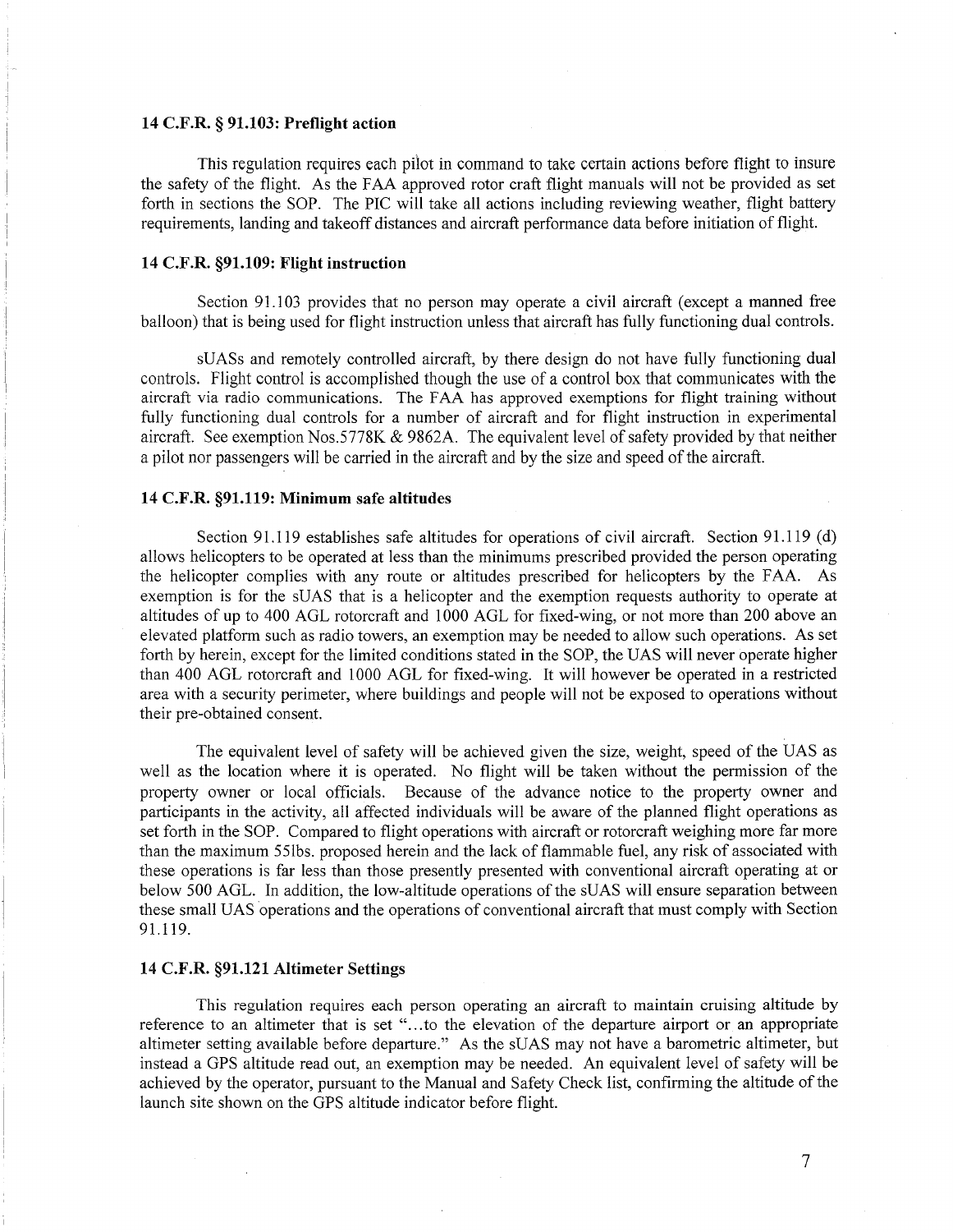### 14 C.F.R. § 91.103: Preflight action

This regulation requires each pilot in command to take certain actions before flight to insure the safety of the flight. As the FAA approved rotor craft flight manuals will not be provided as set forth in sections the SOP. The PIC will take all actions including reviewing weather, flight battery requirements, landing and takeoff distances and aircraft performance data before initiation of flight.

### 14 C.F.R. §91.109: Flight instruction

Section 91.103 provides that no person may operate a civil aircraft (except a manned free balloon) that is being used for flight instruction unless that aircraft has fully functioning dual controls.

sUASs and remotely controlled aircraft, by there design do not have fully functioning dual controls. Flight control is accomplished though the use of a control box that communicates with the aircraft via radio communications. The FAA has approved exemptions for flight training without fully functioning dual controls for a number of aircraft and for flight instruction in experimental aircraft. See exemption Nos.5778K & 9862A. The equivalent level of safety provided by that neither a pilot nor passengers will be carried in the aircraft and by the size and speed of the aircraft.

### 14 C.F.R. §91.119: Minimum safe altitudes

Section 91.119 establishes safe altitudes for operations of civil aircraft. Section 91.119 (d) allows helicopters to be operated at less than the minimums prescribed provided the person operating the helicopter complies with any route or altitudes prescribed for helicopters by the FAA. As exemption is for the sUAS that is a helicopter and the exemption requests authority to operate at altitudes of up to 400 AGL rotorcraft and 1000 AGL for fixed-wing, or not more than 200 above an elevated platform such as radio towers, an exemption may be needed to allow such operations. As set forth by herein, except for the limited conditions stated in the SOP, the UAS will never operate higher than 400 AGL rotorcraft and 1000 AGL for fixed-wing. It will however be operated in a restricted area with a security perimeter, where buildings and people will not be exposed to operations without their pre-obtained consent.

The equivalent level of safety will be achieved given the size, weight, speed of the UAS as well as the location where it is operated. No flight will be taken without the permission of the property owner or local officials. Because of the advance notice to the property owner and participants in the activity, all affected individuals will be aware of the planned flight operations as set forth in the SOP. Compared to flight operations with aircraft or rotorcraft weighing more far more than the maximum 55lbs. proposed herein and the lack of flammable fuel, any risk of associated with these operations is far less than those presently presented with conventional aircraft operating at or below 500 AGL. In addition, the low-altitude operations of the sUAS will ensure separation between these small UAS operations and the operations of conventional aircraft that must comply with Section 91.119.

### 14 C.F.R. §91.121 Altimeter Settings

This regulation requires each person operating an aircraft to maintain cruising altitude by reference to an altimeter that is set "...to the elevation of the departure airport or an appropriate altimeter setting available before departure." As the sUAS may not have a barometric altimeter, but instead a GPS altitude read out, an exemption may be needed. An equivalent level of safety will be achieved by the operator, pursuant to the Manual and Safety Check list, confirming the altitude of the launch site shown on the GPS altitude indicator before flight.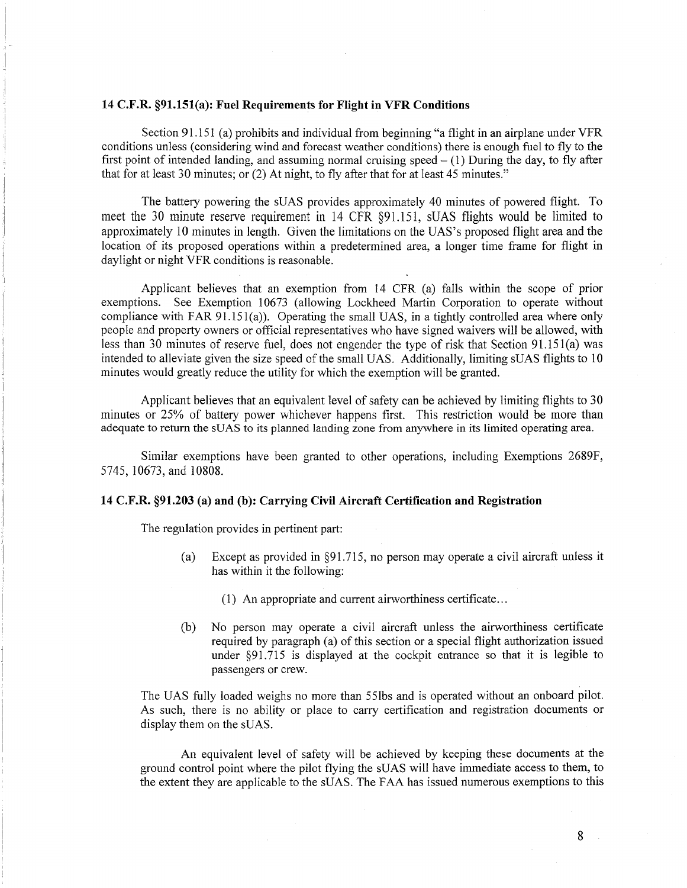### 14 C.F.R. §91.151(a): Fuel Requirements for Flight in VFR Conditions

Section 91.151 (a) prohibits and individual from beginning "a flight in an airplane under VFR conditions unless (considering wind and forecast weather conditions) there is enough fuel to fly to the first point of intended landing, and assuming normal cruising speed – (1) During the day, to fly after that for at least 30 minutes; or (2) At night, to fly after that for at least 45 minutes."

The battery powering the sUAS provides approximately 40 minutes of powered flight. To meet the 30 minute reserve requirement in 14 CFR §91.151, sUAS flights would be limited to approximately 10 minutes in length. Given the limitations on the UAS's proposed flight area and the location of its proposed operations within a predetermined area, a longer time frame for flight in daylight or night VFR conditions is reasonable.

Applicant believes that an exemption from 14 CFR (a) falls within the scope of prior exemptions. See Exemption 10673 (allowing Lockheed Martin Corporation to operate without compliance with FAR 91.151(a)). Operating the small UAS, in a tightly controlled area where only people and property owners or official representatives who have signed waivers will be allowed, with less than 30 minutes of reserve fuel, does not engender the type of risk that Section 91.151(a) was intended to alleviate given the size speed of the small UAS. Additionally, limiting sUAS flights to 10 minutes would greatly reduce the utility for which the exemption will be granted.

Applicant believes that an equivalent level of safety can be achieved by limiting flights to 30 minutes or 25% of battery power whichever happens first. This restriction would be more than adequate to return the sUAS to its planned landing zone from anywhere in its limited operating area.

Similar exemptions have been granted to other operations, including Exemptions 2689F, 5745, 10673, and 10808.

### 14 C.F.R. §91.203 (a) and (b): Carrying Civil Aircraft Certification and Registration

The regulation provides in pertinent part:

> (a) Except as provided in §91.715, no person may operate a civil aircraft unless it has within it the following:
>
> (1) An appropriate and current airworthiness certificate...
>
> (b) No person may operate a civil aircraft unless the airworthiness certificate required by paragraph (a) of this section or a special flight authorization issued under §91.715 is displayed at the cockpit entrance so that it is legible to passengers or crew.

The UAS fully loaded weighs no more than 55lbs and is operated without an onboard pilot. As such, there is no ability or place to carry certification and registration documents or display them on the sUAS.

An equivalent level of safety will be achieved by keeping these documents at the ground control point where the pilot flying the sUAS will have immediate access to them, to the extent they are applicable to the sUAS. The FAA has issued numerous exemptions to this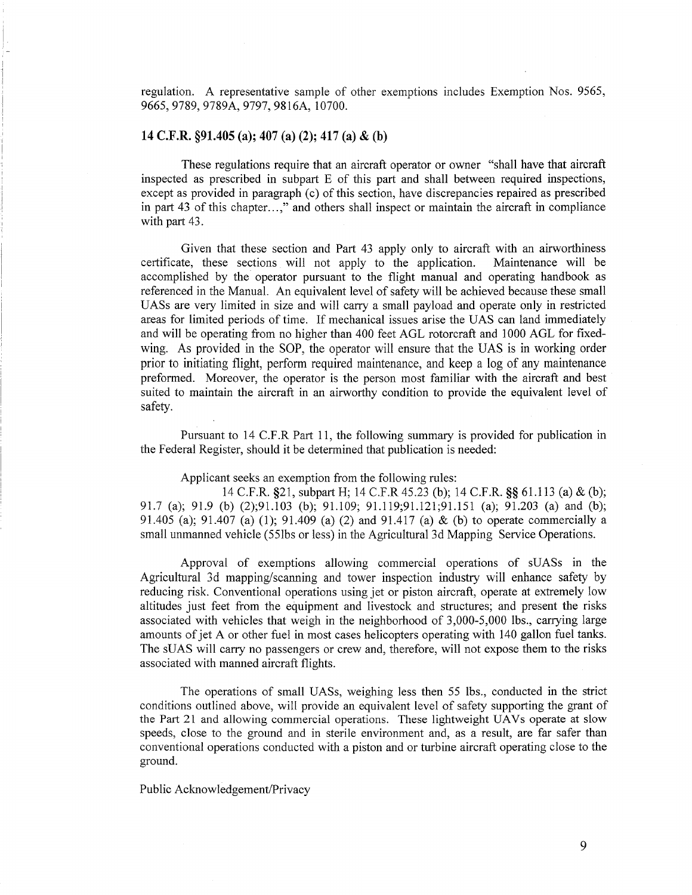regulation. A representative sample of other exemptions includes Exemption Nos. 9565, 9665, 9789, 9789A, 9797, 9816A, 10700.

### 14 C.F.R. §91.405 (a); 407 (a) (2); 417 (a) & (b)

These regulations require that an aircraft operator or owner "shall have that aircraft inspected as prescribed in subpart E of this part and shall between required inspections, except as provided in paragraph (c) of this section, have discrepancies repaired as prescribed in part 43 of this chapter…," and others shall inspect or maintain the aircraft in compliance with part 43.

Given that these section and Part 43 apply only to aircraft with an airworthiness certificate, these sections will not apply to the application. Maintenance will be accomplished by the operator pursuant to the flight manual and operating handbook as referenced in the Manual. An equivalent level of safety will be achieved because these small UASs are very limited in size and will carry a small payload and operate only in restricted areas for limited periods of time. If mechanical issues arise the UAS can land immediately and will be operating from no higher than 400 feet AGL rotorcraft and 1000 AGL for fixed-wing. As provided in the SOP, the operator will ensure that the UAS is in working order prior to initiating flight, perform required maintenance, and keep a log of any maintenance preformed. Moreover, the operator is the person most familiar with the aircraft and best suited to maintain the aircraft in an airworthy condition to provide the equivalent level of safety.

Pursuant to 14 C.F.R Part 11, the following summary is provided for publication in the Federal Register, should it be determined that publication is needed:

Applicant seeks an exemption from the following rules:
14 C.F.R. §21, subpart H; 14 C.F.R 45.23 (b); 14 C.F.R. §§ 61.113 (a) & (b); 91.7 (a); 91.9 (b) (2);91.103 (b); 91.109; 91.119;91.121;91.151 (a); 91.203 (a) and (b); 91.405 (a); 91.407 (a) (1); 91.409 (a) (2) and 91.417 (a) & (b) to operate commercially a small unmanned vehicle (55lbs or less) in the Agricultural 3d Mapping Service Operations.

Approval of exemptions allowing commercial operations of sUASs in the Agricultural 3d mapping/scanning and tower inspection industry will enhance safety by reducing risk. Conventional operations using jet or piston aircraft, operate at extremely low altitudes just feet from the equipment and livestock and structures; and present the risks associated with vehicles that weigh in the neighborhood of 3,000-5,000 lbs., carrying large amounts of jet A or other fuel in most cases helicopters operating with 140 gallon fuel tanks. The sUAS will carry no passengers or crew and, therefore, will not expose them to the risks associated with manned aircraft flights.

The operations of small UASs, weighing less then 55 lbs., conducted in the strict conditions outlined above, will provide an equivalent level of safety supporting the grant of the Part 21 and allowing commercial operations. These lightweight UAVs operate at slow speeds, close to the ground and in sterile environment and, as a result, are far safer than conventional operations conducted with a piston and or turbine aircraft operating close to the ground.

Public Acknowledgement/Privacy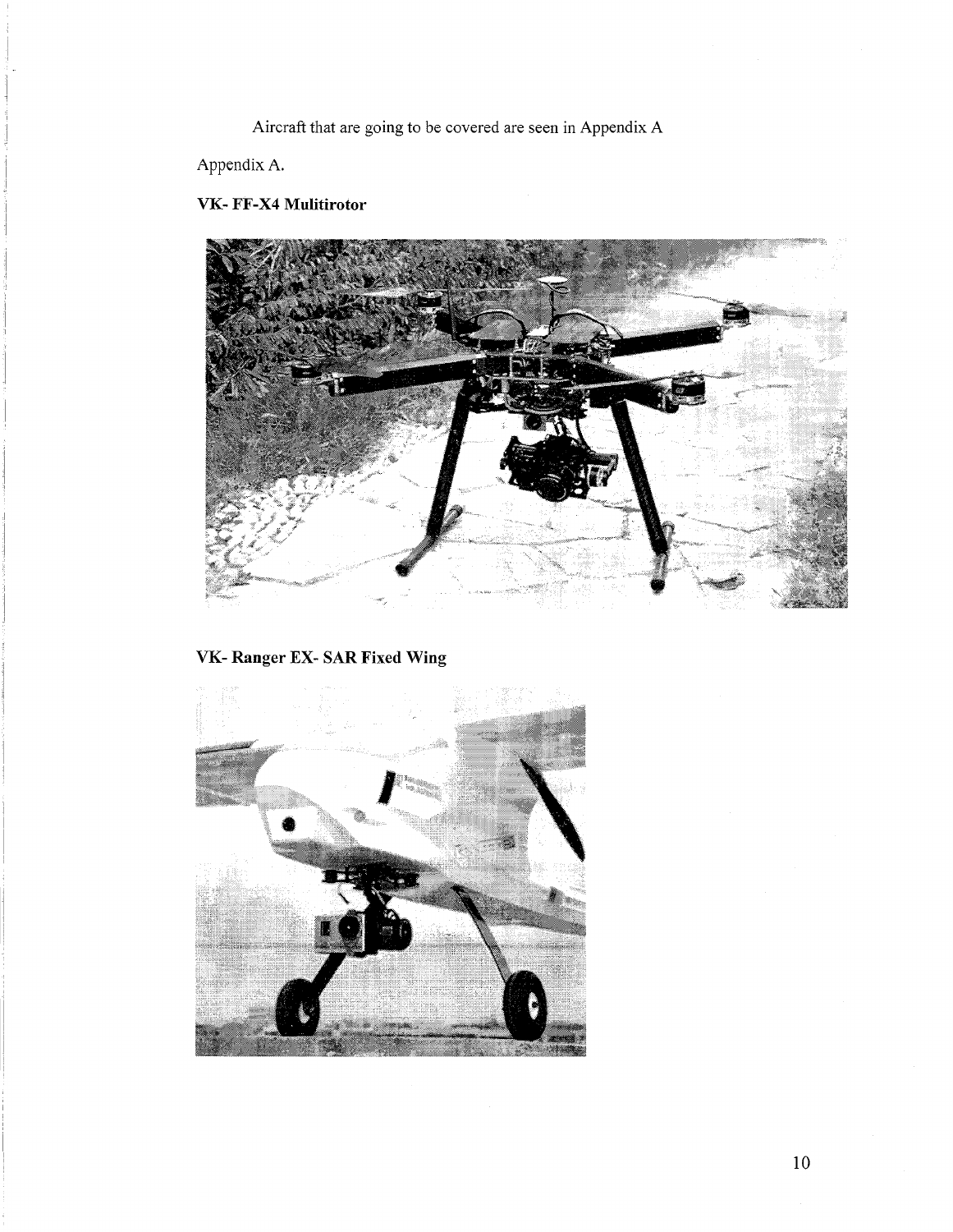Aircraft that are going to be covered are seen in Appendix A

Appendix A.

**VK- FF-X4 Mulitirotor**

**VK- Ranger EX- SAR Fixed Wing**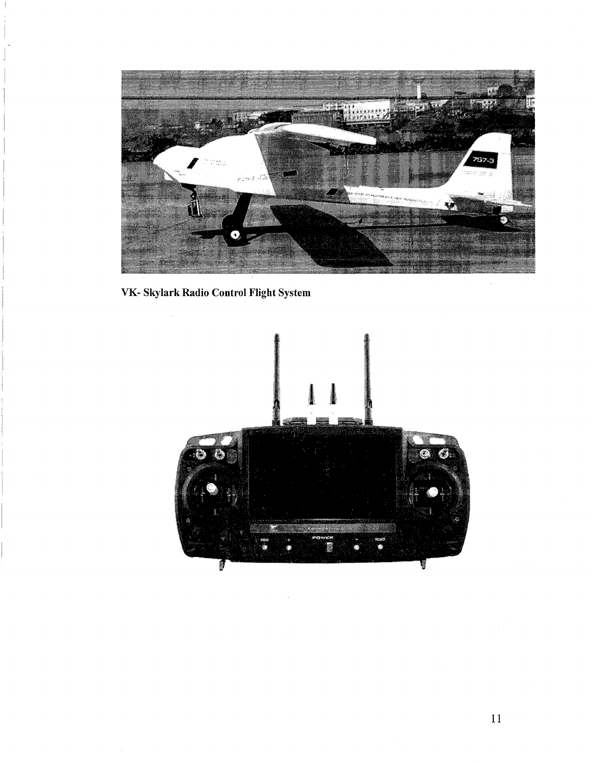**VK- Skylark Radio Control Flight System**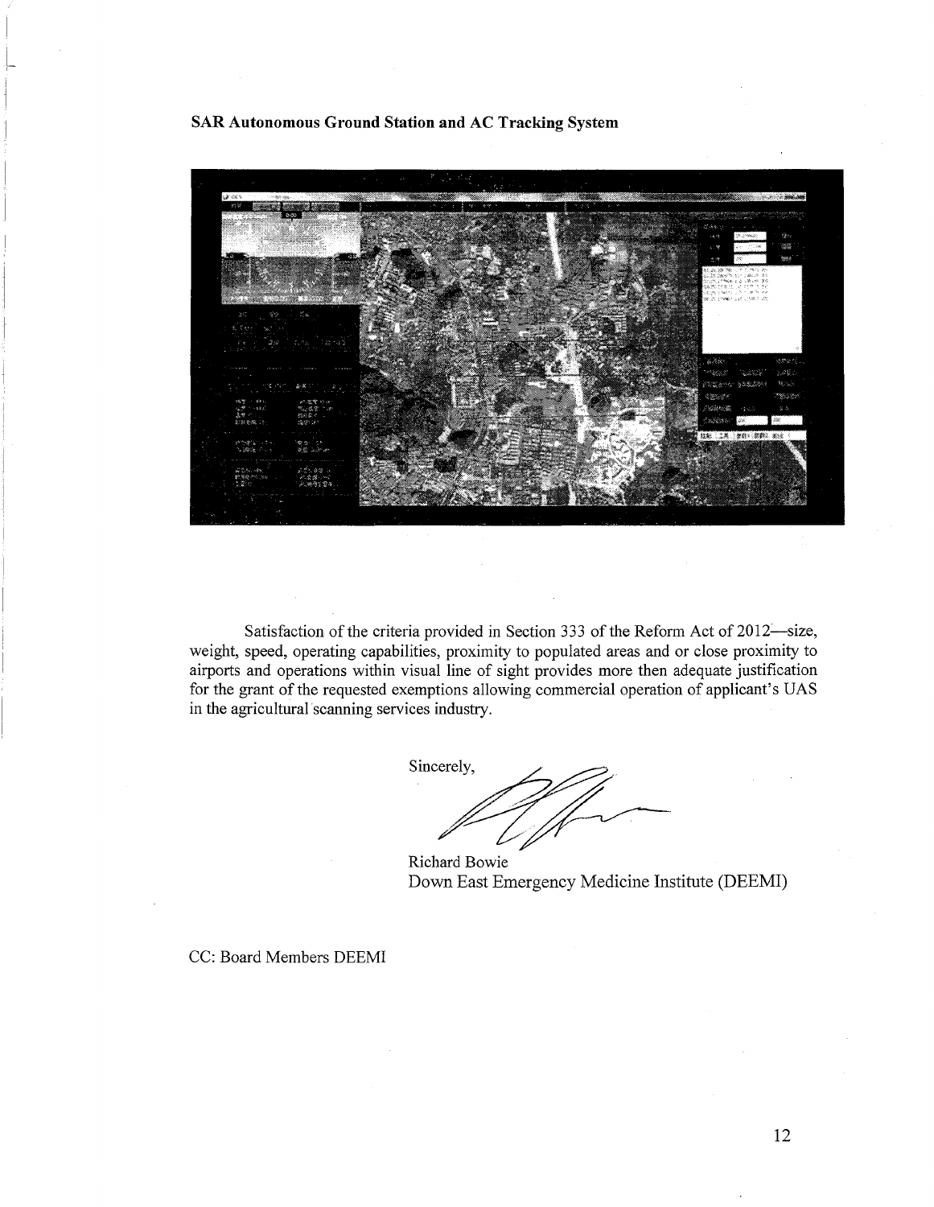**SAR Autonomous Ground Station and AC Tracking System**

Satisfaction of the criteria provided in Section 333 of the Reform Act of 2012—size, weight, speed, operating capabilities, proximity to populated areas and or close proximity to airports and operations within visual line of sight provides more then adequate justification for the grant of the requested exemptions allowing commercial operation of applicant's UAS in the agricultural scanning services industry.

Sincerely,

Richard Bowie
Down East Emergency Medicine Institute (DEEMI)

CC: Board Members DEEMI